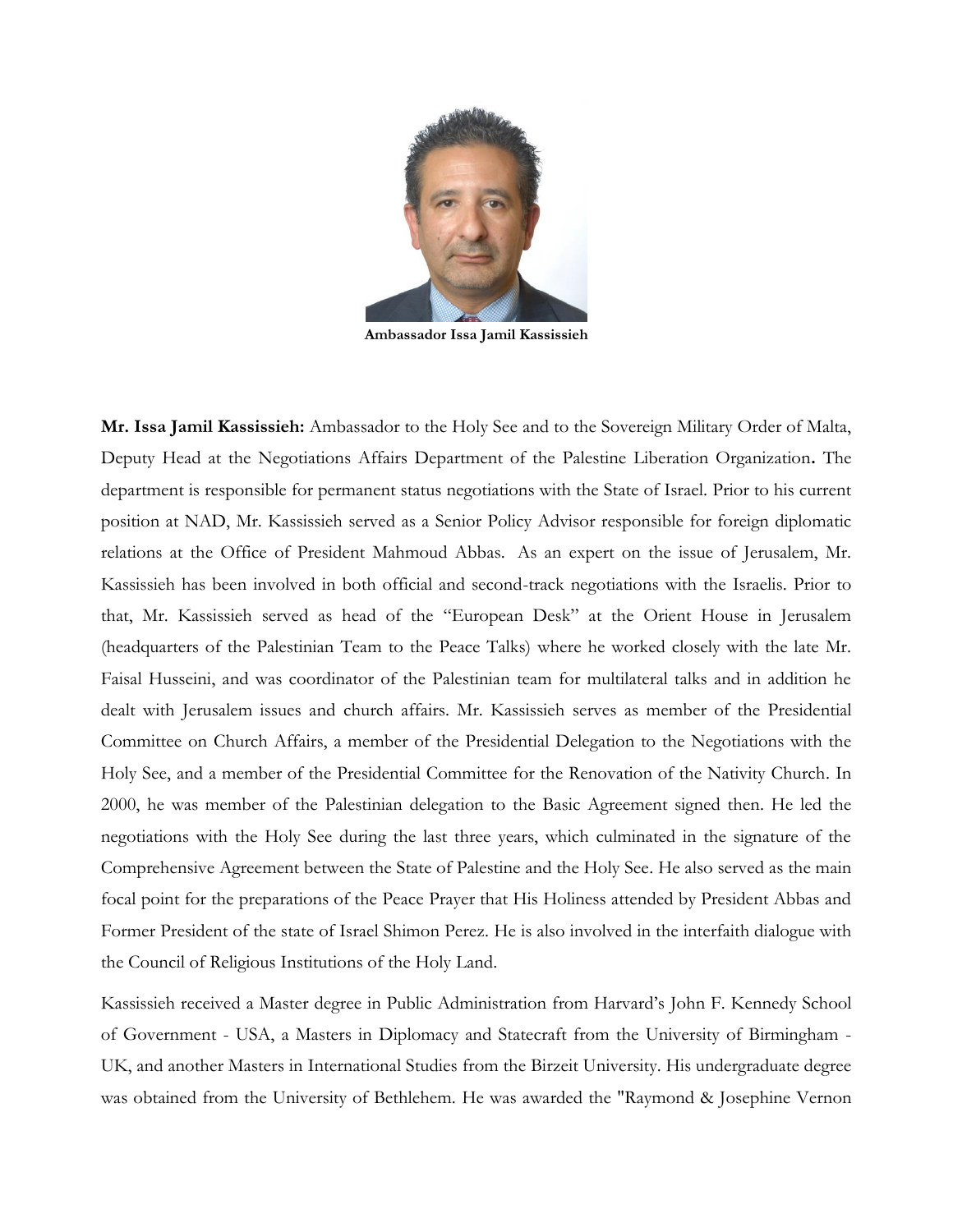Ambassador Issa Jamil Kassissieh

**Mr. Issa Jamil Kassissieh:** Ambassador to the Holy See and to the Sovereign Military Order of Malta, Deputy Head at the Negotiations Affairs Department of the Palestine Liberation Organization**.** The department is responsible for permanent status negotiations with the State of Israel. Prior to his current position at NAD, Mr. Kassissieh served as a Senior Policy Advisor responsible for foreign diplomatic relations at the Office of President Mahmoud Abbas. As an expert on the issue of Jerusalem, Mr. Kassissieh has been involved in both official and second-track negotiations with the Israelis. Prior to that, Mr. Kassissieh served as head of the "European Desk" at the Orient House in Jerusalem (headquarters of the Palestinian Team to the Peace Talks) where he worked closely with the late Mr. Faisal Husseini, and was coordinator of the Palestinian team for multilateral talks and in addition he dealt with Jerusalem issues and church affairs. Mr. Kassissieh serves as member of the Presidential Committee on Church Affairs, a member of the Presidential Delegation to the Negotiations with the Holy See, and a member of the Presidential Committee for the Renovation of the Nativity Church. In 2000, he was member of the Palestinian delegation to the Basic Agreement signed then. He led the negotiations with the Holy See during the last three years, which culminated in the signature of the Comprehensive Agreement between the State of Palestine and the Holy See. He also served as the main focal point for the preparations of the Peace Prayer that His Holiness attended by President Abbas and Former President of the state of Israel Shimon Perez. He is also involved in the interfaith dialogue with the Council of Religious Institutions of the Holy Land.

Kassissieh received a Master degree in Public Administration from Harvard's John F. Kennedy School of Government - USA, a Masters in Diplomacy and Statecraft from the University of Birmingham - UK, and another Masters in International Studies from the Birzeit University. His undergraduate degree was obtained from the University of Bethlehem. He was awarded the "Raymond & Josephine Vernon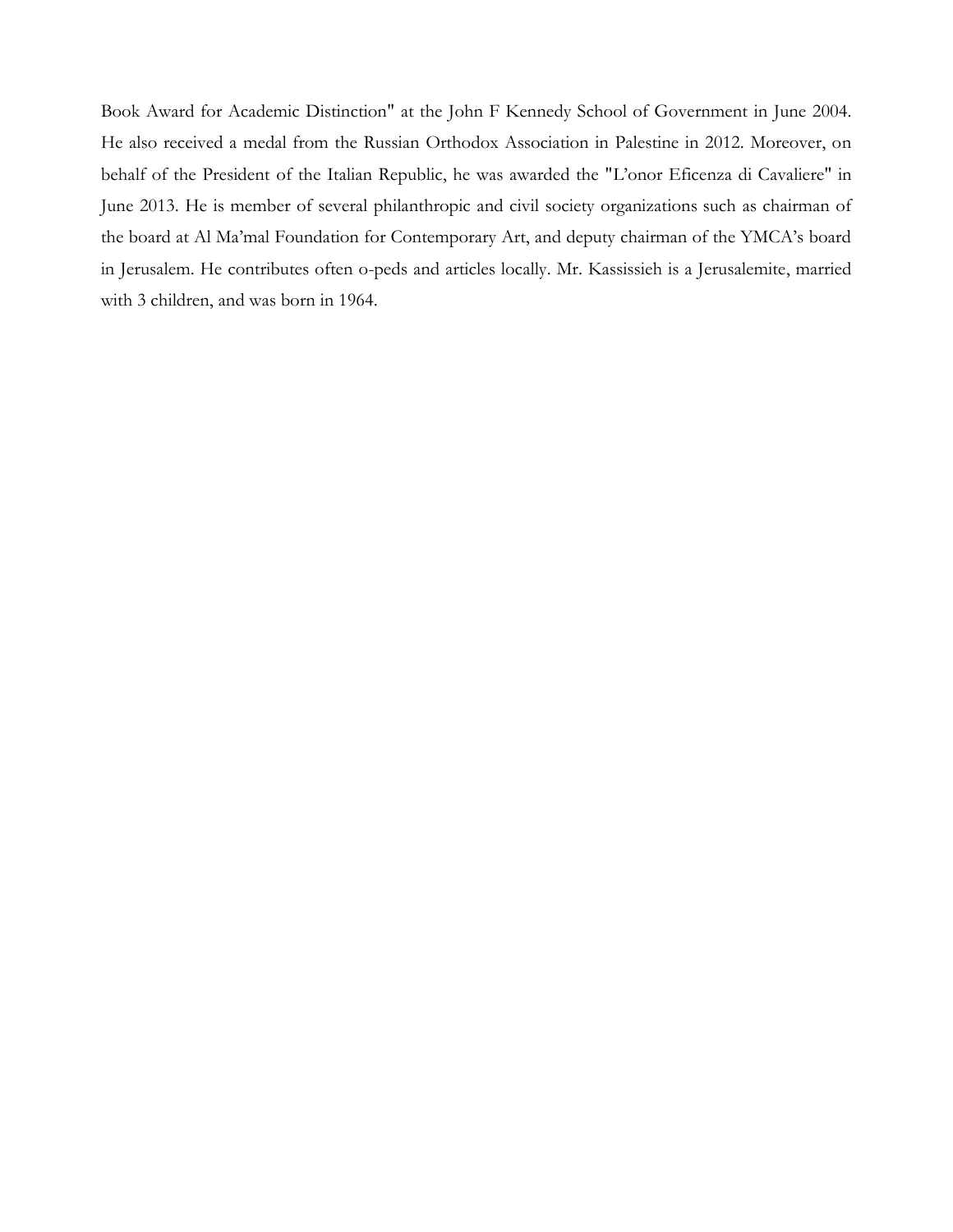Book Award for Academic Distinction" at the John F Kennedy School of Government in June 2004. He also received a medal from the Russian Orthodox Association in Palestine in 2012. Moreover, on behalf of the President of the Italian Republic, he was awarded the "L'onor Eficenza di Cavaliere" in June 2013. He is member of several philanthropic and civil society organizations such as chairman of the board at Al Ma'mal Foundation for Contemporary Art, and deputy chairman of the YMCA's board in Jerusalem. He contributes often o-peds and articles locally. Mr. Kassissieh is a Jerusalemite, married with 3 children, and was born in 1964.